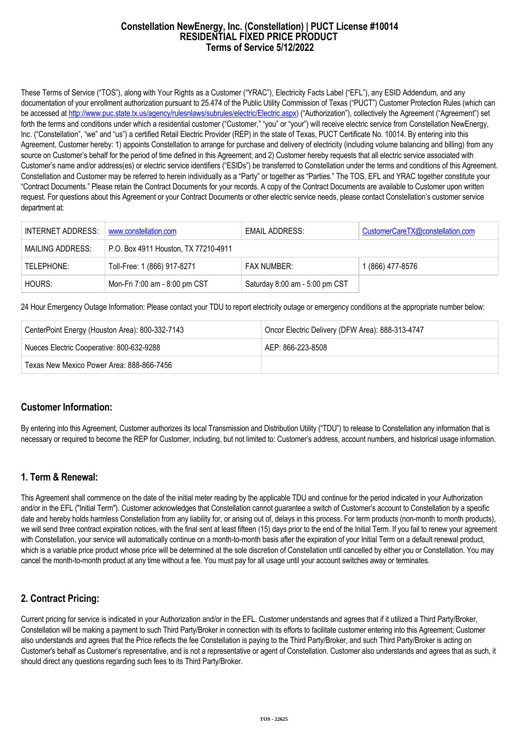# Constellation NewEnergy, Inc. (Constellation) | PUCT License #10014
# RESIDENTIAL FIXED PRICE PRODUCT
# Terms of Service 5/12/2022

These Terms of Service ("TOS"), along with Your Rights as a Customer ("YRAC"), Electricity Facts Label ("EFL"), any ESID Addendum, and any documentation of your enrollment authorization pursuant to 25.474 of the Public Utility Commission of Texas ("PUCT") Customer Protection Rules (which can be accessed at http://www.puc.state.tx.us/agency/rulesnlaws/subrules/electric/Electric.aspx) ("Authorization"), collectively the Agreement ("Agreement") set forth the terms and conditions under which a residential customer ("Customer," "you" or "your") will receive electric service from Constellation NewEnergy, Inc. ("Constellation", "we" and "us") a certified Retail Electric Provider (REP) in the state of Texas, PUCT Certificate No. 10014. By entering into this Agreement, Customer hereby: 1) appoints Constellation to arrange for purchase and delivery of electricity (including volume balancing and billing) from any source on Customer's behalf for the period of time defined in this Agreement; and 2) Customer hereby requests that all electric service associated with Customer's name and/or address(es) or electric service identifiers ("ESIDs") be transferred to Constellation under the terms and conditions of this Agreement. Constellation and Customer may be referred to herein individually as a "Party" or together as "Parties." The TOS, EFL and YRAC together constitute your "Contract Documents." Please retain the Contract Documents for your records. A copy of the Contract Documents are available to Customer upon written request. For questions about this Agreement or your Contract Documents or other electric service needs, please contact Constellation's customer service department at:

| | | | |
|---|---|---|---|
| INTERNET ADDRESS: | www.constellation.com | EMAIL ADDRESS: | CustomerCareTX@constellation.com |
| MAILING ADDRESS: | P.O. Box 4911 Houston, TX 77210-4911 | | |
| TELEPHONE: | Toll-Free: 1 (866) 917-8271 | FAX NUMBER: | 1 (866) 477-8576 |
| HOURS: | Mon-Fri 7:00 am - 8:00 pm CST | Saturday 8:00 am - 5:00 pm CST | |

24 Hour Emergency Outage Information: Please contact your TDU to report electricity outage or emergency conditions at the appropriate number below:

| | |
|---|---|
| CenterPoint Energy (Houston Area): 800-332-7143 | Oncor Electric Delivery (DFW Area): 888-313-4747 |
| Nueces Electric Cooperative: 800-632-9288 | AEP: 866-223-8508 |
| Texas New Mexico Power Area: 888-866-7456 | |

## Customer Information:

By entering into this Agreement, Customer authorizes its local Transmission and Distribution Utility ("TDU") to release to Constellation any information that is necessary or required to become the REP for Customer, including, but not limited to: Customer's address, account numbers, and historical usage information.

## 1. Term & Renewal:

This Agreement shall commence on the date of the initial meter reading by the applicable TDU and continue for the period indicated in your Authorization and/or in the EFL ("Initial Term"). Customer acknowledges that Constellation cannot guarantee a switch of Customer's account to Constellation by a specific date and hereby holds harmless Constellation from any liability for, or arising out of, delays in this process. For term products (non-month to month products), we will send three contract expiration notices, with the final sent at least fifteen (15) days prior to the end of the Initial Term. If you fail to renew your agreement with Constellation, your service will automatically continue on a month-to-month basis after the expiration of your Initial Term on a default renewal product, which is a variable price product whose price will be determined at the sole discretion of Constellation until cancelled by either you or Constellation. You may cancel the month-to-month product at any time without a fee. You must pay for all usage until your account switches away or terminates.

## 2. Contract Pricing:

Current pricing for service is indicated in your Authorization and/or in the EFL. Customer understands and agrees that if it utilized a Third Party/Broker, Constellation will be making a payment to such Third Party/Broker in connection with its efforts to facilitate customer entering into this Agreement; Customer also understands and agrees that the Price reflects the fee Constellation is paying to the Third Party/Broker, and such Third Party/Broker is acting on Customer's behalf as Customer's representative, and is not a representative or agent of Constellation. Customer also understands and agrees that as such, it should direct any questions regarding such fees to its Third Party/Broker.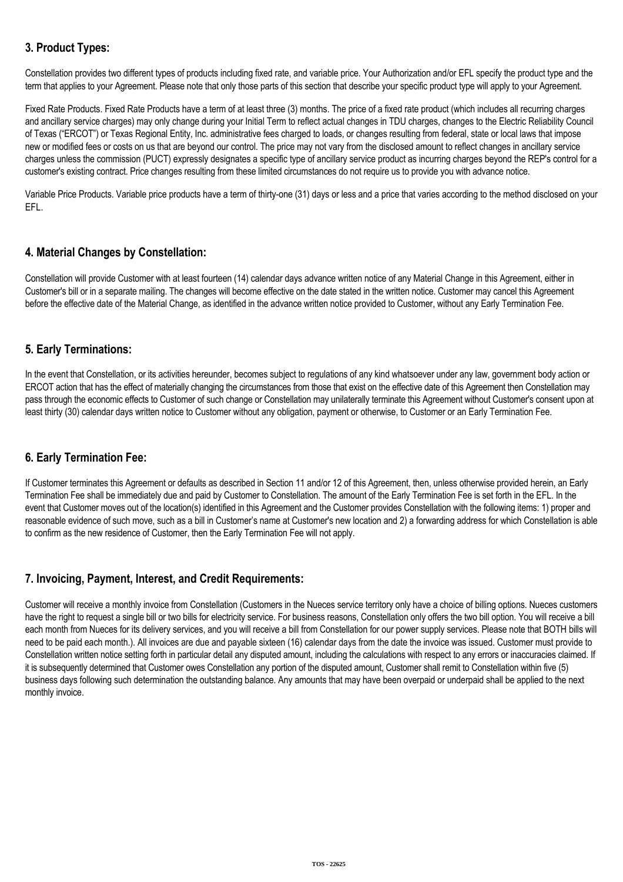## 3. Product Types:

Constellation provides two different types of products including fixed rate, and variable price. Your Authorization and/or EFL specify the product type and the term that applies to your Agreement. Please note that only those parts of this section that describe your specific product type will apply to your Agreement.

Fixed Rate Products. Fixed Rate Products have a term of at least three (3) months. The price of a fixed rate product (which includes all recurring charges and ancillary service charges) may only change during your Initial Term to reflect actual changes in TDU charges, changes to the Electric Reliability Council of Texas ("ERCOT") or Texas Regional Entity, Inc. administrative fees charged to loads, or changes resulting from federal, state or local laws that impose new or modified fees or costs on us that are beyond our control. The price may not vary from the disclosed amount to reflect changes in ancillary service charges unless the commission (PUCT) expressly designates a specific type of ancillary service product as incurring charges beyond the REP's control for a customer's existing contract. Price changes resulting from these limited circumstances do not require us to provide you with advance notice.

Variable Price Products. Variable price products have a term of thirty-one (31) days or less and a price that varies according to the method disclosed on your EFL.

## 4. Material Changes by Constellation:

Constellation will provide Customer with at least fourteen (14) calendar days advance written notice of any Material Change in this Agreement, either in Customer's bill or in a separate mailing. The changes will become effective on the date stated in the written notice. Customer may cancel this Agreement before the effective date of the Material Change, as identified in the advance written notice provided to Customer, without any Early Termination Fee.

## 5. Early Terminations:

In the event that Constellation, or its activities hereunder, becomes subject to regulations of any kind whatsoever under any law, government body action or ERCOT action that has the effect of materially changing the circumstances from those that exist on the effective date of this Agreement then Constellation may pass through the economic effects to Customer of such change or Constellation may unilaterally terminate this Agreement without Customer's consent upon at least thirty (30) calendar days written notice to Customer without any obligation, payment or otherwise, to Customer or an Early Termination Fee.

## 6. Early Termination Fee:

If Customer terminates this Agreement or defaults as described in Section 11 and/or 12 of this Agreement, then, unless otherwise provided herein, an Early Termination Fee shall be immediately due and paid by Customer to Constellation. The amount of the Early Termination Fee is set forth in the EFL. In the event that Customer moves out of the location(s) identified in this Agreement and the Customer provides Constellation with the following items: 1) proper and reasonable evidence of such move, such as a bill in Customer's name at Customer's new location and 2) a forwarding address for which Constellation is able to confirm as the new residence of Customer, then the Early Termination Fee will not apply.

## 7. Invoicing, Payment, Interest, and Credit Requirements:

Customer will receive a monthly invoice from Constellation (Customers in the Nueces service territory only have a choice of billing options. Nueces customers have the right to request a single bill or two bills for electricity service. For business reasons, Constellation only offers the two bill option. You will receive a bill each month from Nueces for its delivery services, and you will receive a bill from Constellation for our power supply services. Please note that BOTH bills will need to be paid each month.). All invoices are due and payable sixteen (16) calendar days from the date the invoice was issued. Customer must provide to Constellation written notice setting forth in particular detail any disputed amount, including the calculations with respect to any errors or inaccuracies claimed. If it is subsequently determined that Customer owes Constellation any portion of the disputed amount, Customer shall remit to Constellation within five (5) business days following such determination the outstanding balance. Any amounts that may have been overpaid or underpaid shall be applied to the next monthly invoice.

TOS - 22625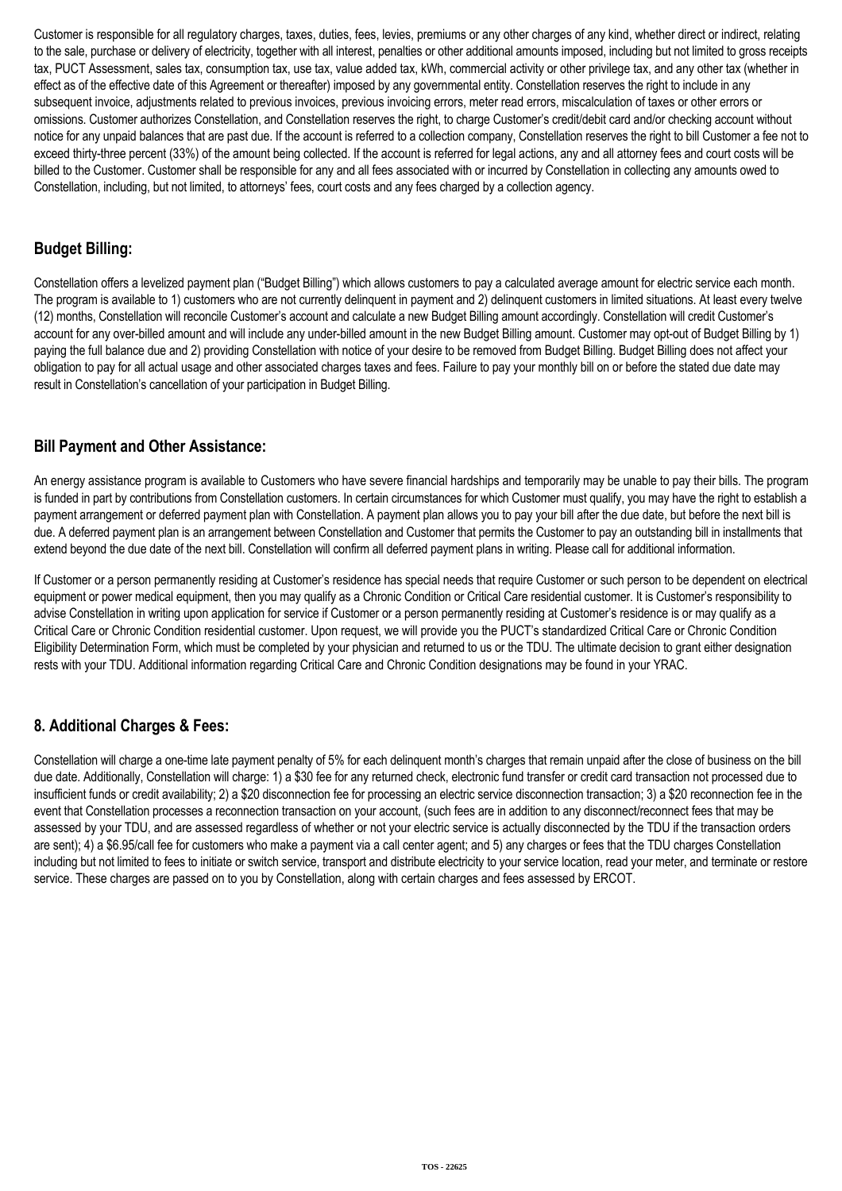Customer is responsible for all regulatory charges, taxes, duties, fees, levies, premiums or any other charges of any kind, whether direct or indirect, relating to the sale, purchase or delivery of electricity, together with all interest, penalties or other additional amounts imposed, including but not limited to gross receipts tax, PUCT Assessment, sales tax, consumption tax, use tax, value added tax, kWh, commercial activity or other privilege tax, and any other tax (whether in effect as of the effective date of this Agreement or thereafter) imposed by any governmental entity. Constellation reserves the right to include in any subsequent invoice, adjustments related to previous invoices, previous invoicing errors, meter read errors, miscalculation of taxes or other errors or omissions. Customer authorizes Constellation, and Constellation reserves the right, to charge Customer's credit/debit card and/or checking account without notice for any unpaid balances that are past due. If the account is referred to a collection company, Constellation reserves the right to bill Customer a fee not to exceed thirty-three percent (33%) of the amount being collected. If the account is referred for legal actions, any and all attorney fees and court costs will be billed to the Customer. Customer shall be responsible for any and all fees associated with or incurred by Constellation in collecting any amounts owed to Constellation, including, but not limited, to attorneys' fees, court costs and any fees charged by a collection agency.

## Budget Billing:

Constellation offers a levelized payment plan ("Budget Billing") which allows customers to pay a calculated average amount for electric service each month. The program is available to 1) customers who are not currently delinquent in payment and 2) delinquent customers in limited situations. At least every twelve (12) months, Constellation will reconcile Customer's account and calculate a new Budget Billing amount accordingly. Constellation will credit Customer's account for any over-billed amount and will include any under-billed amount in the new Budget Billing amount. Customer may opt-out of Budget Billing by 1) paying the full balance due and 2) providing Constellation with notice of your desire to be removed from Budget Billing. Budget Billing does not affect your obligation to pay for all actual usage and other associated charges taxes and fees. Failure to pay your monthly bill on or before the stated due date may result in Constellation's cancellation of your participation in Budget Billing.

## Bill Payment and Other Assistance:

An energy assistance program is available to Customers who have severe financial hardships and temporarily may be unable to pay their bills. The program is funded in part by contributions from Constellation customers. In certain circumstances for which Customer must qualify, you may have the right to establish a payment arrangement or deferred payment plan with Constellation. A payment plan allows you to pay your bill after the due date, but before the next bill is due. A deferred payment plan is an arrangement between Constellation and Customer that permits the Customer to pay an outstanding bill in installments that extend beyond the due date of the next bill. Constellation will confirm all deferred payment plans in writing. Please call for additional information.

If Customer or a person permanently residing at Customer's residence has special needs that require Customer or such person to be dependent on electrical equipment or power medical equipment, then you may qualify as a Chronic Condition or Critical Care residential customer. It is Customer's responsibility to advise Constellation in writing upon application for service if Customer or a person permanently residing at Customer's residence is or may qualify as a Critical Care or Chronic Condition residential customer. Upon request, we will provide you the PUCT's standardized Critical Care or Chronic Condition Eligibility Determination Form, which must be completed by your physician and returned to us or the TDU. The ultimate decision to grant either designation rests with your TDU. Additional information regarding Critical Care and Chronic Condition designations may be found in your YRAC.

## 8. Additional Charges & Fees:

Constellation will charge a one-time late payment penalty of 5% for each delinquent month's charges that remain unpaid after the close of business on the bill due date. Additionally, Constellation will charge: 1) a $30 fee for any returned check, electronic fund transfer or credit card transaction not processed due to insufficient funds or credit availability; 2) a $20 disconnection fee for processing an electric service disconnection transaction; 3) a $20 reconnection fee in the event that Constellation processes a reconnection transaction on your account, (such fees are in addition to any disconnect/reconnect fees that may be assessed by your TDU, and are assessed regardless of whether or not your electric service is actually disconnected by the TDU if the transaction orders are sent); 4) a $6.95/call fee for customers who make a payment via a call center agent; and 5) any charges or fees that the TDU charges Constellation including but not limited to fees to initiate or switch service, transport and distribute electricity to your service location, read your meter, and terminate or restore service. These charges are passed on to you by Constellation, along with certain charges and fees assessed by ERCOT.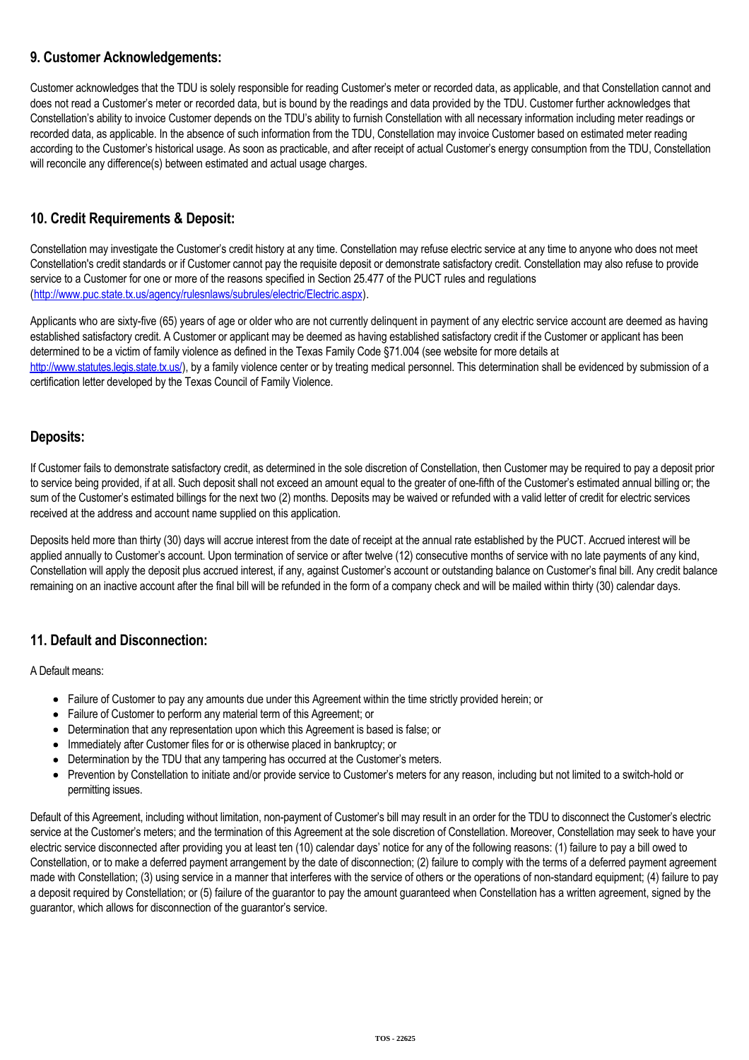## 9. Customer Acknowledgements:

Customer acknowledges that the TDU is solely responsible for reading Customer's meter or recorded data, as applicable, and that Constellation cannot and does not read a Customer's meter or recorded data, but is bound by the readings and data provided by the TDU. Customer further acknowledges that Constellation's ability to invoice Customer depends on the TDU's ability to furnish Constellation with all necessary information including meter readings or recorded data, as applicable. In the absence of such information from the TDU, Constellation may invoice Customer based on estimated meter reading according to the Customer's historical usage. As soon as practicable, and after receipt of actual Customer's energy consumption from the TDU, Constellation will reconcile any difference(s) between estimated and actual usage charges.

## 10. Credit Requirements & Deposit:

Constellation may investigate the Customer's credit history at any time. Constellation may refuse electric service at any time to anyone who does not meet Constellation's credit standards or if Customer cannot pay the requisite deposit or demonstrate satisfactory credit. Constellation may also refuse to provide service to a Customer for one or more of the reasons specified in Section 25.477 of the PUCT rules and regulations (http://www.puc.state.tx.us/agency/rulesnlaws/subrules/electric/Electric.aspx).

Applicants who are sixty-five (65) years of age or older who are not currently delinquent in payment of any electric service account are deemed as having established satisfactory credit. A Customer or applicant may be deemed as having established satisfactory credit if the Customer or applicant has been determined to be a victim of family violence as defined in the Texas Family Code §71.004 (see website for more details at http://www.statutes.legis.state.tx.us/), by a family violence center or by treating medical personnel. This determination shall be evidenced by submission of a certification letter developed by the Texas Council of Family Violence.

## Deposits:

If Customer fails to demonstrate satisfactory credit, as determined in the sole discretion of Constellation, then Customer may be required to pay a deposit prior to service being provided, if at all. Such deposit shall not exceed an amount equal to the greater of one-fifth of the Customer's estimated annual billing or; the sum of the Customer's estimated billings for the next two (2) months. Deposits may be waived or refunded with a valid letter of credit for electric services received at the address and account name supplied on this application.

Deposits held more than thirty (30) days will accrue interest from the date of receipt at the annual rate established by the PUCT. Accrued interest will be applied annually to Customer's account. Upon termination of service or after twelve (12) consecutive months of service with no late payments of any kind, Constellation will apply the deposit plus accrued interest, if any, against Customer's account or outstanding balance on Customer's final bill. Any credit balance remaining on an inactive account after the final bill will be refunded in the form of a company check and will be mailed within thirty (30) calendar days.

## 11. Default and Disconnection:

A Default means:

- Failure of Customer to pay any amounts due under this Agreement within the time strictly provided herein; or
- Failure of Customer to perform any material term of this Agreement; or
- Determination that any representation upon which this Agreement is based is false; or
- Immediately after Customer files for or is otherwise placed in bankruptcy; or
- Determination by the TDU that any tampering has occurred at the Customer's meters.
- Prevention by Constellation to initiate and/or provide service to Customer's meters for any reason, including but not limited to a switch-hold or permitting issues.

Default of this Agreement, including without limitation, non-payment of Customer's bill may result in an order for the TDU to disconnect the Customer's electric service at the Customer's meters; and the termination of this Agreement at the sole discretion of Constellation. Moreover, Constellation may seek to have your electric service disconnected after providing you at least ten (10) calendar days' notice for any of the following reasons: (1) failure to pay a bill owed to Constellation, or to make a deferred payment arrangement by the date of disconnection; (2) failure to comply with the terms of a deferred payment agreement made with Constellation; (3) using service in a manner that interferes with the service of others or the operations of non-standard equipment; (4) failure to pay a deposit required by Constellation; or (5) failure of the guarantor to pay the amount guaranteed when Constellation has a written agreement, signed by the guarantor, which allows for disconnection of the guarantor's service.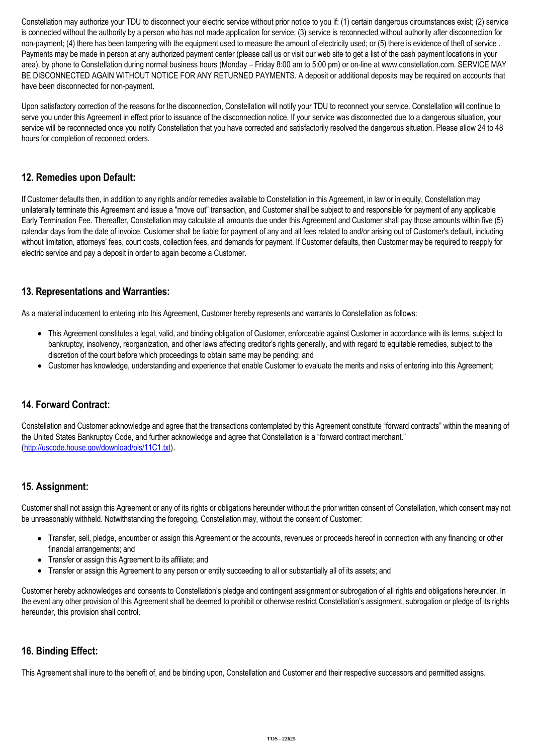Constellation may authorize your TDU to disconnect your electric service without prior notice to you if: (1) certain dangerous circumstances exist; (2) service is connected without the authority by a person who has not made application for service; (3) service is reconnected without authority after disconnection for non-payment; (4) there has been tampering with the equipment used to measure the amount of electricity used; or (5) there is evidence of theft of service . Payments may be made in person at any authorized payment center (please call us or visit our web site to get a list of the cash payment locations in your area), by phone to Constellation during normal business hours (Monday – Friday 8:00 am to 5:00 pm) or on-line at www.constellation.com. SERVICE MAY BE DISCONNECTED AGAIN WITHOUT NOTICE FOR ANY RETURNED PAYMENTS. A deposit or additional deposits may be required on accounts that have been disconnected for non-payment.

Upon satisfactory correction of the reasons for the disconnection, Constellation will notify your TDU to reconnect your service. Constellation will continue to serve you under this Agreement in effect prior to issuance of the disconnection notice. If your service was disconnected due to a dangerous situation, your service will be reconnected once you notify Constellation that you have corrected and satisfactorily resolved the dangerous situation. Please allow 24 to 48 hours for completion of reconnect orders.

## 12. Remedies upon Default:

If Customer defaults then, in addition to any rights and/or remedies available to Constellation in this Agreement, in law or in equity, Constellation may unilaterally terminate this Agreement and issue a "move out" transaction, and Customer shall be subject to and responsible for payment of any applicable Early Termination Fee. Thereafter, Constellation may calculate all amounts due under this Agreement and Customer shall pay those amounts within five (5) calendar days from the date of invoice. Customer shall be liable for payment of any and all fees related to and/or arising out of Customer's default, including without limitation, attorneys' fees, court costs, collection fees, and demands for payment. If Customer defaults, then Customer may be required to reapply for electric service and pay a deposit in order to again become a Customer.

## 13. Representations and Warranties:

As a material inducement to entering into this Agreement, Customer hereby represents and warrants to Constellation as follows:

- This Agreement constitutes a legal, valid, and binding obligation of Customer, enforceable against Customer in accordance with its terms, subject to bankruptcy, insolvency, reorganization, and other laws affecting creditor's rights generally, and with regard to equitable remedies, subject to the discretion of the court before which proceedings to obtain same may be pending; and
- Customer has knowledge, understanding and experience that enable Customer to evaluate the merits and risks of entering into this Agreement;

## 14. Forward Contract:

Constellation and Customer acknowledge and agree that the transactions contemplated by this Agreement constitute "forward contracts" within the meaning of the United States Bankruptcy Code, and further acknowledge and agree that Constellation is a "forward contract merchant." (http://uscode.house.gov/download/pls/11C1.txt).

## 15. Assignment:

Customer shall not assign this Agreement or any of its rights or obligations hereunder without the prior written consent of Constellation, which consent may not be unreasonably withheld. Notwithstanding the foregoing, Constellation may, without the consent of Customer:

- Transfer, sell, pledge, encumber or assign this Agreement or the accounts, revenues or proceeds hereof in connection with any financing or other financial arrangements; and
- Transfer or assign this Agreement to its affiliate; and
- Transfer or assign this Agreement to any person or entity succeeding to all or substantially all of its assets; and

Customer hereby acknowledges and consents to Constellation's pledge and contingent assignment or subrogation of all rights and obligations hereunder. In the event any other provision of this Agreement shall be deemed to prohibit or otherwise restrict Constellation's assignment, subrogation or pledge of its rights hereunder, this provision shall control.

## 16. Binding Effect:

This Agreement shall inure to the benefit of, and be binding upon, Constellation and Customer and their respective successors and permitted assigns.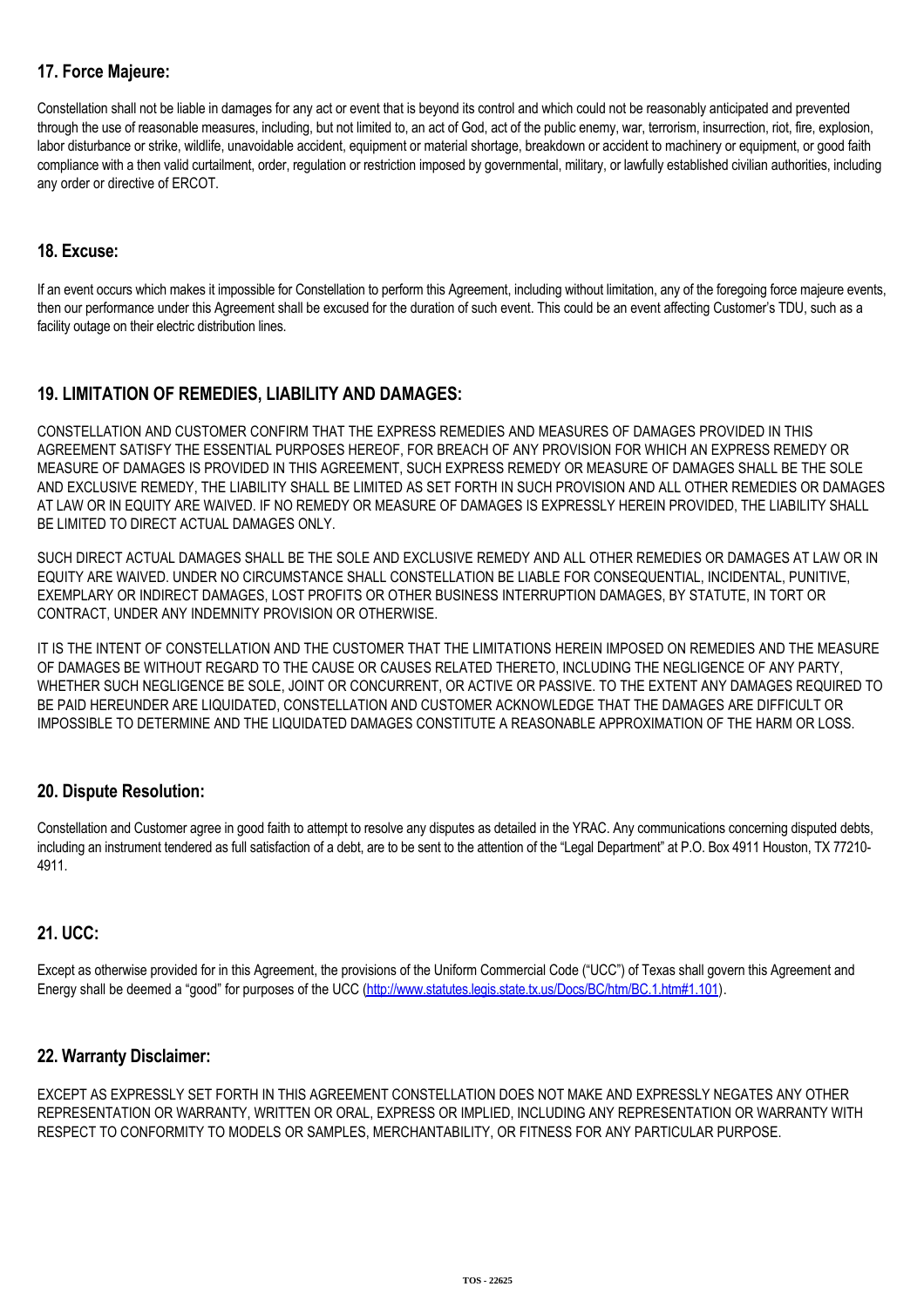## 17. Force Majeure:

Constellation shall not be liable in damages for any act or event that is beyond its control and which could not be reasonably anticipated and prevented through the use of reasonable measures, including, but not limited to, an act of God, act of the public enemy, war, terrorism, insurrection, riot, fire, explosion, labor disturbance or strike, wildlife, unavoidable accident, equipment or material shortage, breakdown or accident to machinery or equipment, or good faith compliance with a then valid curtailment, order, regulation or restriction imposed by governmental, military, or lawfully established civilian authorities, including any order or directive of ERCOT.

## 18. Excuse:

If an event occurs which makes it impossible for Constellation to perform this Agreement, including without limitation, any of the foregoing force majeure events, then our performance under this Agreement shall be excused for the duration of such event. This could be an event affecting Customer's TDU, such as a facility outage on their electric distribution lines.

## 19. LIMITATION OF REMEDIES, LIABILITY AND DAMAGES:

CONSTELLATION AND CUSTOMER CONFIRM THAT THE EXPRESS REMEDIES AND MEASURES OF DAMAGES PROVIDED IN THIS AGREEMENT SATISFY THE ESSENTIAL PURPOSES HEREOF, FOR BREACH OF ANY PROVISION FOR WHICH AN EXPRESS REMEDY OR MEASURE OF DAMAGES IS PROVIDED IN THIS AGREEMENT, SUCH EXPRESS REMEDY OR MEASURE OF DAMAGES SHALL BE THE SOLE AND EXCLUSIVE REMEDY, THE LIABILITY SHALL BE LIMITED AS SET FORTH IN SUCH PROVISION AND ALL OTHER REMEDIES OR DAMAGES AT LAW OR IN EQUITY ARE WAIVED. IF NO REMEDY OR MEASURE OF DAMAGES IS EXPRESSLY HEREIN PROVIDED, THE LIABILITY SHALL BE LIMITED TO DIRECT ACTUAL DAMAGES ONLY.

SUCH DIRECT ACTUAL DAMAGES SHALL BE THE SOLE AND EXCLUSIVE REMEDY AND ALL OTHER REMEDIES OR DAMAGES AT LAW OR IN EQUITY ARE WAIVED. UNDER NO CIRCUMSTANCE SHALL CONSTELLATION BE LIABLE FOR CONSEQUENTIAL, INCIDENTAL, PUNITIVE, EXEMPLARY OR INDIRECT DAMAGES, LOST PROFITS OR OTHER BUSINESS INTERRUPTION DAMAGES, BY STATUTE, IN TORT OR CONTRACT, UNDER ANY INDEMNITY PROVISION OR OTHERWISE.

IT IS THE INTENT OF CONSTELLATION AND THE CUSTOMER THAT THE LIMITATIONS HEREIN IMPOSED ON REMEDIES AND THE MEASURE OF DAMAGES BE WITHOUT REGARD TO THE CAUSE OR CAUSES RELATED THERETO, INCLUDING THE NEGLIGENCE OF ANY PARTY, WHETHER SUCH NEGLIGENCE BE SOLE, JOINT OR CONCURRENT, OR ACTIVE OR PASSIVE. TO THE EXTENT ANY DAMAGES REQUIRED TO BE PAID HEREUNDER ARE LIQUIDATED, CONSTELLATION AND CUSTOMER ACKNOWLEDGE THAT THE DAMAGES ARE DIFFICULT OR IMPOSSIBLE TO DETERMINE AND THE LIQUIDATED DAMAGES CONSTITUTE A REASONABLE APPROXIMATION OF THE HARM OR LOSS.

## 20. Dispute Resolution:

Constellation and Customer agree in good faith to attempt to resolve any disputes as detailed in the YRAC. Any communications concerning disputed debts, including an instrument tendered as full satisfaction of a debt, are to be sent to the attention of the "Legal Department" at P.O. Box 4911 Houston, TX 77210-4911.

## 21. UCC:

Except as otherwise provided for in this Agreement, the provisions of the Uniform Commercial Code ("UCC") of Texas shall govern this Agreement and Energy shall be deemed a "good" for purposes of the UCC (http://www.statutes.legis.state.tx.us/Docs/BC/htm/BC.1.htm#1.101).

## 22. Warranty Disclaimer:

EXCEPT AS EXPRESSLY SET FORTH IN THIS AGREEMENT CONSTELLATION DOES NOT MAKE AND EXPRESSLY NEGATES ANY OTHER REPRESENTATION OR WARRANTY, WRITTEN OR ORAL, EXPRESS OR IMPLIED, INCLUDING ANY REPRESENTATION OR WARRANTY WITH RESPECT TO CONFORMITY TO MODELS OR SAMPLES, MERCHANTABILITY, OR FITNESS FOR ANY PARTICULAR PURPOSE.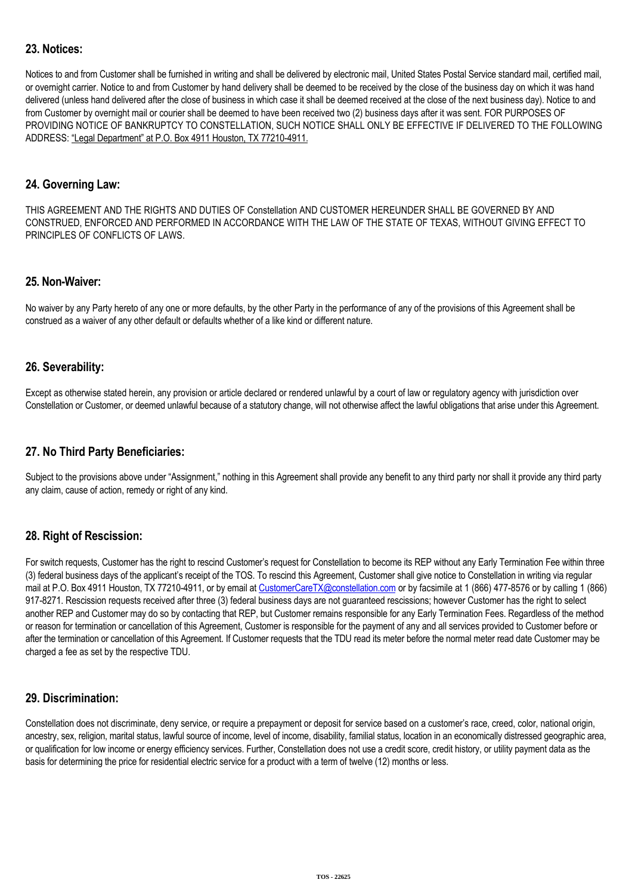## 23. Notices:

Notices to and from Customer shall be furnished in writing and shall be delivered by electronic mail, United States Postal Service standard mail, certified mail, or overnight carrier. Notice to and from Customer by hand delivery shall be deemed to be received by the close of the business day on which it was hand delivered (unless hand delivered after the close of business in which case it shall be deemed received at the close of the next business day). Notice to and from Customer by overnight mail or courier shall be deemed to have been received two (2) business days after it was sent. FOR PURPOSES OF PROVIDING NOTICE OF BANKRUPTCY TO CONSTELLATION, SUCH NOTICE SHALL ONLY BE EFFECTIVE IF DELIVERED TO THE FOLLOWING ADDRESS: "Legal Department" at P.O. Box 4911 Houston, TX 77210-4911.

## 24. Governing Law:

THIS AGREEMENT AND THE RIGHTS AND DUTIES OF Constellation AND CUSTOMER HEREUNDER SHALL BE GOVERNED BY AND CONSTRUED, ENFORCED AND PERFORMED IN ACCORDANCE WITH THE LAW OF THE STATE OF TEXAS, WITHOUT GIVING EFFECT TO PRINCIPLES OF CONFLICTS OF LAWS.

## 25. Non-Waiver:

No waiver by any Party hereto of any one or more defaults, by the other Party in the performance of any of the provisions of this Agreement shall be construed as a waiver of any other default or defaults whether of a like kind or different nature.

## 26. Severability:

Except as otherwise stated herein, any provision or article declared or rendered unlawful by a court of law or regulatory agency with jurisdiction over Constellation or Customer, or deemed unlawful because of a statutory change, will not otherwise affect the lawful obligations that arise under this Agreement.

## 27. No Third Party Beneficiaries:

Subject to the provisions above under "Assignment," nothing in this Agreement shall provide any benefit to any third party nor shall it provide any third party any claim, cause of action, remedy or right of any kind.

## 28. Right of Rescission:

For switch requests, Customer has the right to rescind Customer's request for Constellation to become its REP without any Early Termination Fee within three (3) federal business days of the applicant's receipt of the TOS. To rescind this Agreement, Customer shall give notice to Constellation in writing via regular mail at P.O. Box 4911 Houston, TX 77210-4911, or by email at CustomerCareTX@constellation.com or by facsimile at 1 (866) 477-8576 or by calling 1 (866) 917-8271. Rescission requests received after three (3) federal business days are not guaranteed rescissions; however Customer has the right to select another REP and Customer may do so by contacting that REP, but Customer remains responsible for any Early Termination Fees. Regardless of the method or reason for termination or cancellation of this Agreement, Customer is responsible for the payment of any and all services provided to Customer before or after the termination or cancellation of this Agreement. If Customer requests that the TDU read its meter before the normal meter read date Customer may be charged a fee as set by the respective TDU.

## 29. Discrimination:

Constellation does not discriminate, deny service, or require a prepayment or deposit for service based on a customer's race, creed, color, national origin, ancestry, sex, religion, marital status, lawful source of income, level of income, disability, familial status, location in an economically distressed geographic area, or qualification for low income or energy efficiency services. Further, Constellation does not use a credit score, credit history, or utility payment data as the basis for determining the price for residential electric service for a product with a term of twelve (12) months or less.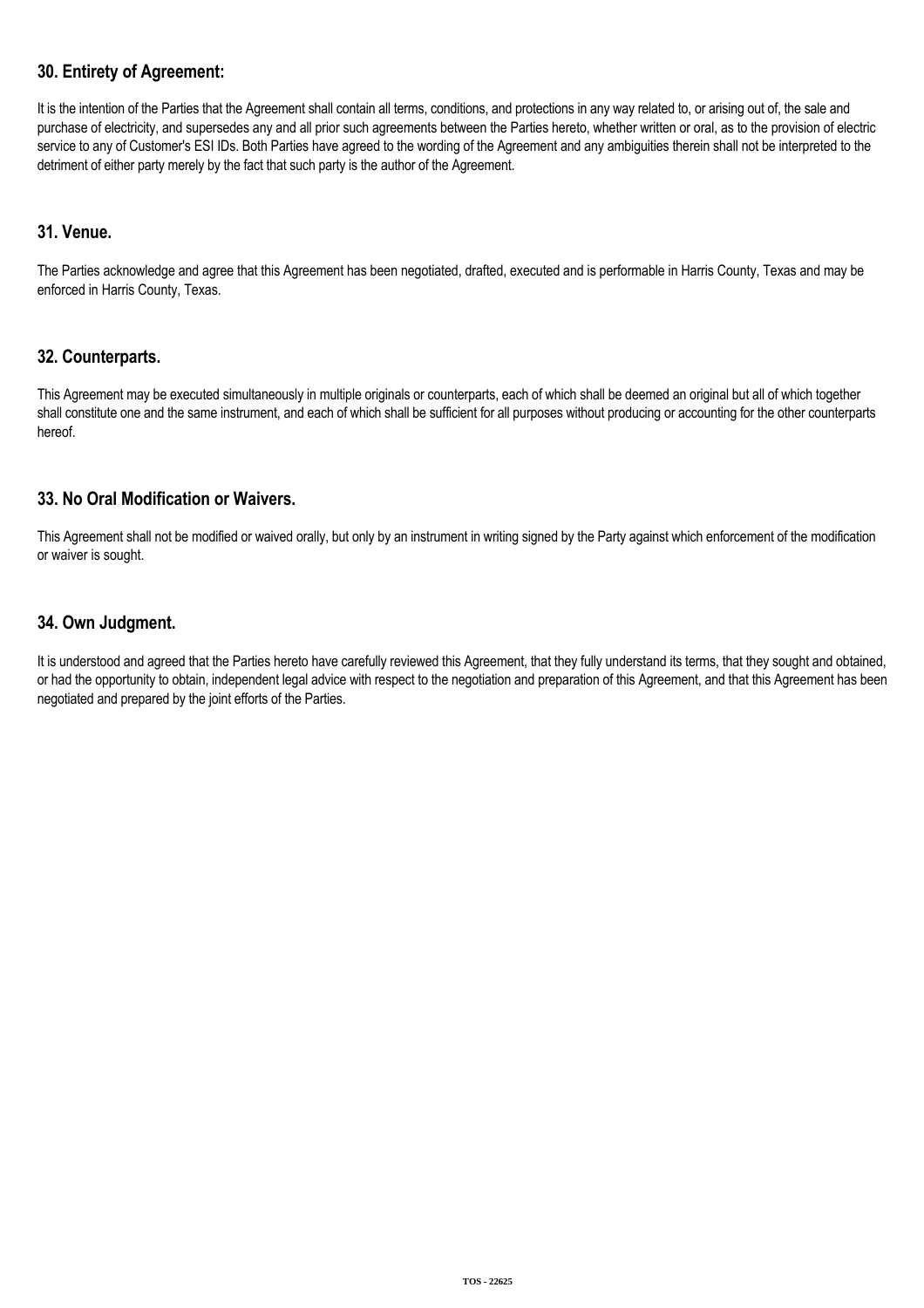## 30. Entirety of Agreement:

It is the intention of the Parties that the Agreement shall contain all terms, conditions, and protections in any way related to, or arising out of, the sale and purchase of electricity, and supersedes any and all prior such agreements between the Parties hereto, whether written or oral, as to the provision of electric service to any of Customer's ESI IDs. Both Parties have agreed to the wording of the Agreement and any ambiguities therein shall not be interpreted to the detriment of either party merely by the fact that such party is the author of the Agreement.

## 31. Venue.

The Parties acknowledge and agree that this Agreement has been negotiated, drafted, executed and is performable in Harris County, Texas and may be enforced in Harris County, Texas.

## 32. Counterparts.

This Agreement may be executed simultaneously in multiple originals or counterparts, each of which shall be deemed an original but all of which together shall constitute one and the same instrument, and each of which shall be sufficient for all purposes without producing or accounting for the other counterparts hereof.

## 33. No Oral Modification or Waivers.

This Agreement shall not be modified or waived orally, but only by an instrument in writing signed by the Party against which enforcement of the modification or waiver is sought.

## 34. Own Judgment.

It is understood and agreed that the Parties hereto have carefully reviewed this Agreement, that they fully understand its terms, that they sought and obtained, or had the opportunity to obtain, independent legal advice with respect to the negotiation and preparation of this Agreement, and that this Agreement has been negotiated and prepared by the joint efforts of the Parties.